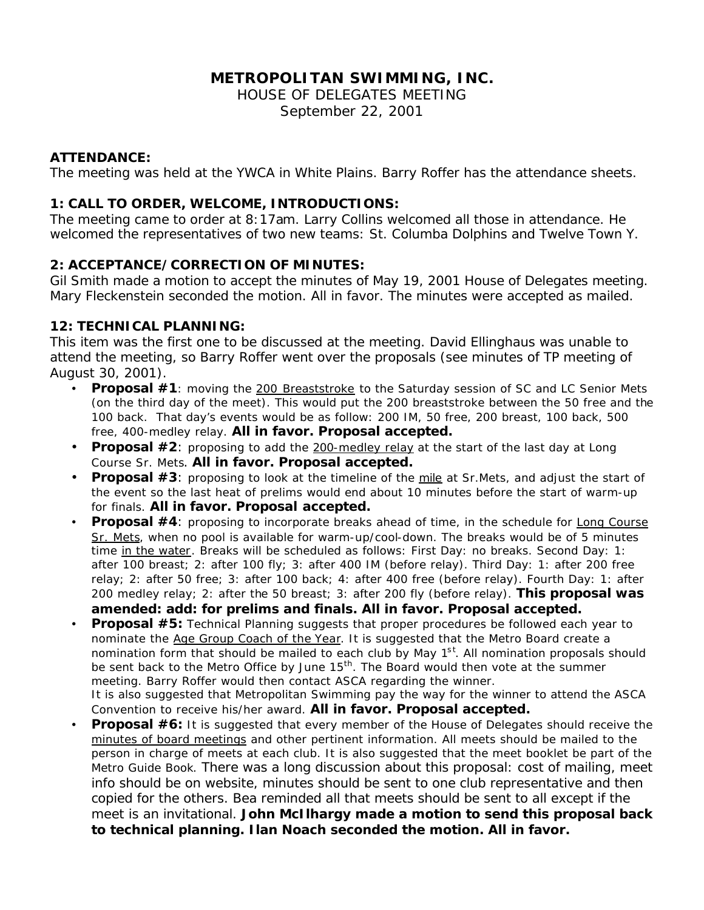# METROPOLITAN SWIMMING, INC.

HOUSE OF DELEGATES MEETING

September 22, 2001

## ATTENDANCE:

The meeting was held at the YWCA in White Plains. Barry Roffer has the attendance sheets.

## 1: CALL TO ORDER, WELCOME, INTRODUCTIONS:

The meeting came to order at 8:17am. Larry Collins welcomed all those in attendance. He welcomed the representatives of two new teams: St. Columba Dolphins and Twelve Town Y.

## 2: ACCEPTANCE/CORRECTION OF MINUTES:

Gil Smith made a motion to accept the minutes of May 19, 2001 House of Delegates meeting. Mary Fleckenstein seconded the motion. All in favor. The minutes were accepted as mailed.

## 12: TECHNICAL PLANNING:

This item was the first one to be discussed at the meeting. David Ellinghaus was unable to attend the meeting, so Barry Roffer went over the proposals (see minutes of TP meeting of August 30, 2001).

- **Proposal #1**: moving the 200 Breaststroke to the Saturday session of SC and LC Senior Mets (on the third day of the meet). This would put the 200 breaststroke between the 50 free and the 100 back. That day's events would be as follow: 200 IM, 50 free, 200 breast, 100 back, 500 free, 400-medley relay. **All in favor. Proposal accepted.**
- **Proposal #2**: proposing to add the 200-medley relay at the start of the last day at Long Course Sr. Mets. **All in favor. Proposal accepted.**
- **Proposal #3**: proposing to look at the timeline of the mile at Sr.Mets, and adjust the start of the event so the last heat of prelims would end about 10 minutes before the start of warm-up for finals. **All in favor. Proposal accepted.**
- **Proposal #4**: proposing to incorporate breaks ahead of time, in the schedule for Long Course Sr. Mets, when no pool is available for warm-up/cool-down. The breaks would be of 5 minutes time in the water. Breaks will be scheduled as follows: First Day: no breaks. Second Day: 1: after 100 breast; 2: after 100 fly; 3: after 400 IM (before relay). Third Day: 1: after 200 free relay; 2: after 50 free; 3: after 100 back; 4: after 400 free (before relay). Fourth Day: 1: after 200 medley relay; 2: after the 50 breast; 3: after 200 fly (before relay). **This proposal was amended: add: for prelims and finals. All in favor. Proposal accepted.**
- **Proposal #5:** Technical Planning suggests that proper procedures be followed each year to nominate the Age Group Coach of the Year. It is suggested that the Metro Board create a nomination form that should be mailed to each club by May 1st. All nomination proposals should be sent back to the Metro Office by June 15th. The Board would then vote at the summer meeting. Barry Roffer would then contact ASCA regarding the winner.
  It is also suggested that Metropolitan Swimming pay the way for the winner to attend the ASCA Convention to receive his/her award. **All in favor. Proposal accepted.**
- **Proposal #6:** It is suggested that every member of the House of Delegates should receive the minutes of board meetings and other pertinent information. All meets should be mailed to the person in charge of meets at each club. It is also suggested that the meet booklet be part of the Metro Guide Book. There was a long discussion about this proposal: cost of mailing, meet info should be on website, minutes should be sent to one club representative and then copied for the others. Bea reminded all that meets should be sent to all except if the meet is an invitational. **John McIlhargy made a motion to send this proposal back to technical planning. Ilan Noach seconded the motion. All in favor.**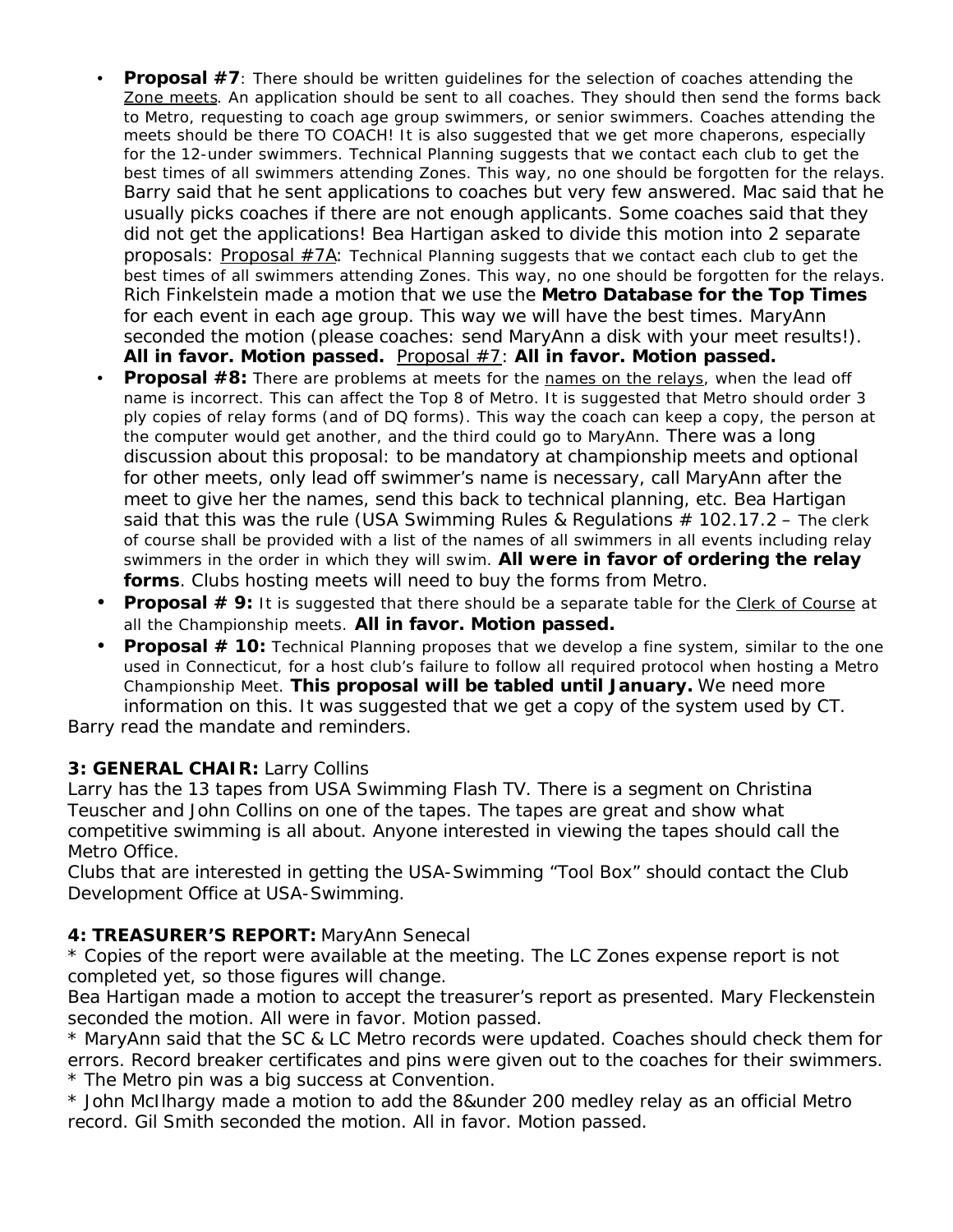- **Proposal #7**: There should be written guidelines for the selection of coaches attending the Zone meets. An application should be sent to all coaches. They should then send the forms back to Metro, requesting to coach age group swimmers, or senior swimmers. Coaches attending the meets should be there TO COACH! It is also suggested that we get more chaperons, especially for the 12-under swimmers. Technical Planning suggests that we contact each club to get the best times of all swimmers attending Zones. This way, no one should be forgotten for the relays. Barry said that he sent applications to coaches but very few answered. Mac said that he usually picks coaches if there are not enough applicants. Some coaches said that they did not get the applications! Bea Hartigan asked to divide this motion into 2 separate proposals: Proposal #7A: Technical Planning suggests that we contact each club to get the best times of all swimmers attending Zones. This way, no one should be forgotten for the relays. Rich Finkelstein made a motion that we use the **Metro Database for the Top Times** for each event in each age group. This way we will have the best times. MaryAnn seconded the motion (please coaches: send MaryAnn a disk with your meet results!). **All in favor. Motion passed.** Proposal #7: **All in favor. Motion passed.**
- **Proposal #8:** There are problems at meets for the names on the relays, when the lead off name is incorrect. This can affect the Top 8 of Metro. It is suggested that Metro should order 3 ply copies of relay forms (and of DQ forms). This way the coach can keep a copy, the person at the computer would get another, and the third could go to MaryAnn. There was a long discussion about this proposal: to be mandatory at championship meets and optional for other meets, only lead off swimmer's name is necessary, call MaryAnn after the meet to give her the names, send this back to technical planning, etc. Bea Hartigan said that this was the rule (USA Swimming Rules & Regulations # 102.17.2 – The clerk of course shall be provided with a list of the names of all swimmers in all events including relay swimmers in the order in which they will swim. **All were in favor of ordering the relay forms**. Clubs hosting meets will need to buy the forms from Metro.
- **Proposal # 9:** It is suggested that there should be a separate table for the Clerk of Course at all the Championship meets. **All in favor. Motion passed.**
- **Proposal # 10:** Technical Planning proposes that we develop a fine system, similar to the one used in Connecticut, for a host club's failure to follow all required protocol when hosting a Metro Championship Meet. **This proposal will be tabled until January.** We need more information on this. It was suggested that we get a copy of the system used by CT.

Barry read the mandate and reminders.

**3: GENERAL CHAIR:** Larry Collins

Larry has the 13 tapes from USA Swimming Flash TV. There is a segment on Christina Teuscher and John Collins on one of the tapes. The tapes are great and show what competitive swimming is all about. Anyone interested in viewing the tapes should call the Metro Office.

Clubs that are interested in getting the USA-Swimming "Tool Box" should contact the Club Development Office at USA-Swimming.

**4: TREASURER'S REPORT:** MaryAnn Senecal

* Copies of the report were available at the meeting. The LC Zones expense report is not completed yet, so those figures will change.

Bea Hartigan made a motion to accept the treasurer's report as presented. Mary Fleckenstein seconded the motion. All were in favor. Motion passed.

* MaryAnn said that the SC & LC Metro records were updated. Coaches should check them for errors. Record breaker certificates and pins were given out to the coaches for their swimmers.

* The Metro pin was a big success at Convention.

* John McIlhargy made a motion to add the 8&under 200 medley relay as an official Metro record. Gil Smith seconded the motion. All in favor. Motion passed.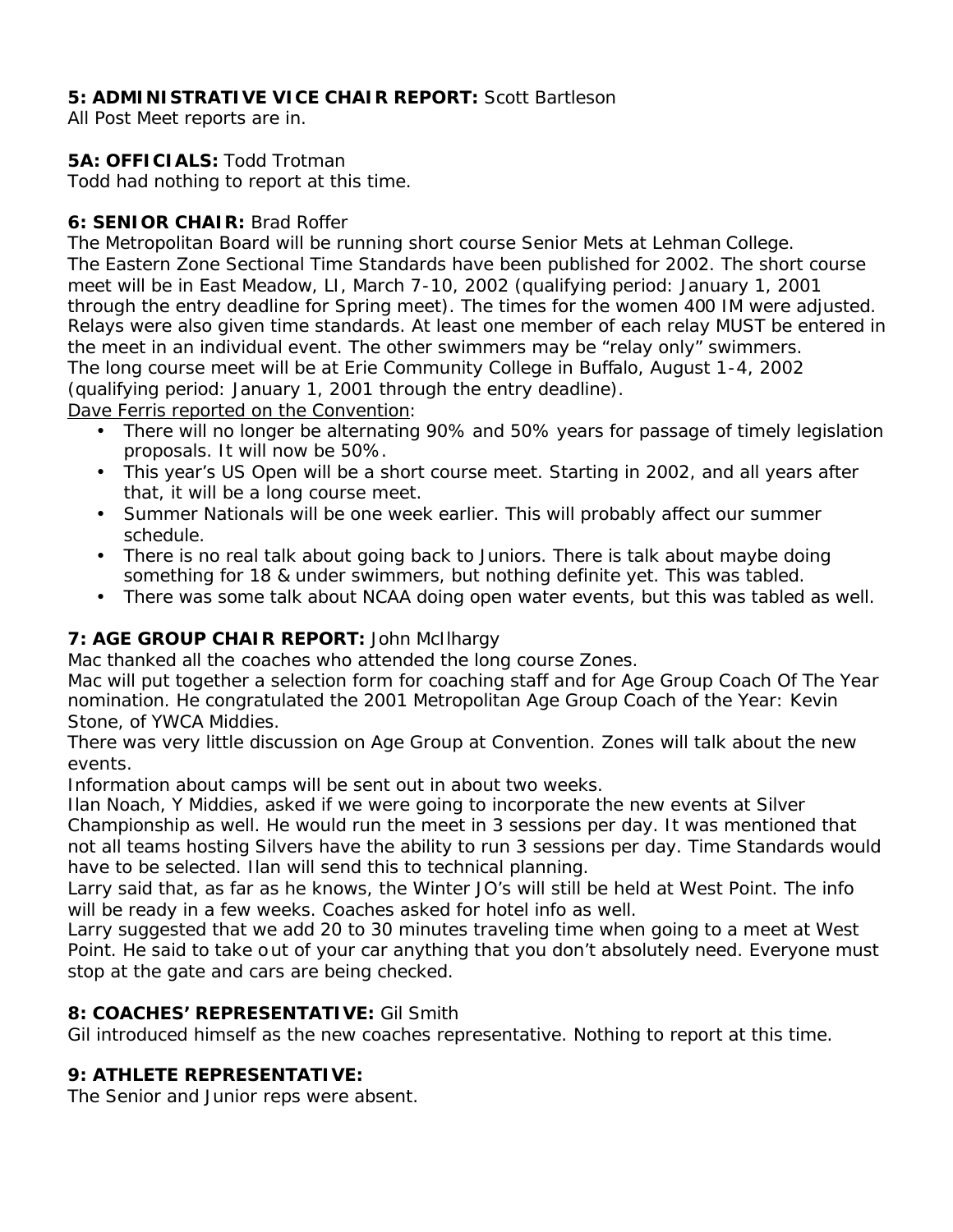**5: ADMINISTRATIVE VICE CHAIR REPORT:** Scott Bartleson
All Post Meet reports are in.

**5A: OFFICIALS:** Todd Trotman
Todd had nothing to report at this time.

**6: SENIOR CHAIR:** Brad Roffer
The Metropolitan Board will be running short course Senior Mets at Lehman College.
The Eastern Zone Sectional Time Standards have been published for 2002. The short course meet will be in East Meadow, LI, March 7-10, 2002 (qualifying period: January 1, 2001 through the entry deadline for Spring meet). The times for the women 400 IM were adjusted. Relays were also given time standards. At least one member of each relay MUST be entered in the meet in an individual event. The other swimmers may be "relay only" swimmers.
The long course meet will be at Erie Community College in Buffalo, August 1-4, 2002 (qualifying period: January 1, 2001 through the entry deadline).
<u>Dave Ferris reported on the Convention</u>:

- There will no longer be alternating 90% and 50% years for passage of timely legislation proposals. It will now be 50%.
- This year's US Open will be a short course meet. Starting in 2002, and all years after that, it will be a long course meet.
- Summer Nationals will be one week earlier. This will probably affect our summer schedule.
- There is no real talk about going back to Juniors. There is talk about maybe doing something for 18 & under swimmers, but nothing definite yet. This was tabled.
- There was some talk about NCAA doing open water events, but this was tabled as well.

**7: AGE GROUP CHAIR REPORT:** John McIlhargy
Mac thanked all the coaches who attended the long course Zones.
Mac will put together a selection form for coaching staff and for Age Group Coach Of The Year nomination. He congratulated the 2001 Metropolitan Age Group Coach of the Year: Kevin Stone, of YWCA Middies.
There was very little discussion on Age Group at Convention. Zones will talk about the new events.
Information about camps will be sent out in about two weeks.
Ilan Noach, Y Middies, asked if we were going to incorporate the new events at Silver Championship as well. He would run the meet in 3 sessions per day. It was mentioned that not all teams hosting Silvers have the ability to run 3 sessions per day. Time Standards would have to be selected. Ilan will send this to technical planning.
Larry said that, as far as he knows, the Winter JO's will still be held at West Point. The info will be ready in a few weeks. Coaches asked for hotel info as well.
Larry suggested that we add 20 to 30 minutes traveling time when going to a meet at West Point. He said to take out of your car anything that you don't absolutely need. Everyone must stop at the gate and cars are being checked.

**8: COACHES' REPRESENTATIVE:** Gil Smith
Gil introduced himself as the new coaches representative. Nothing to report at this time.

**9: ATHLETE REPRESENTATIVE:**
The Senior and Junior reps were absent.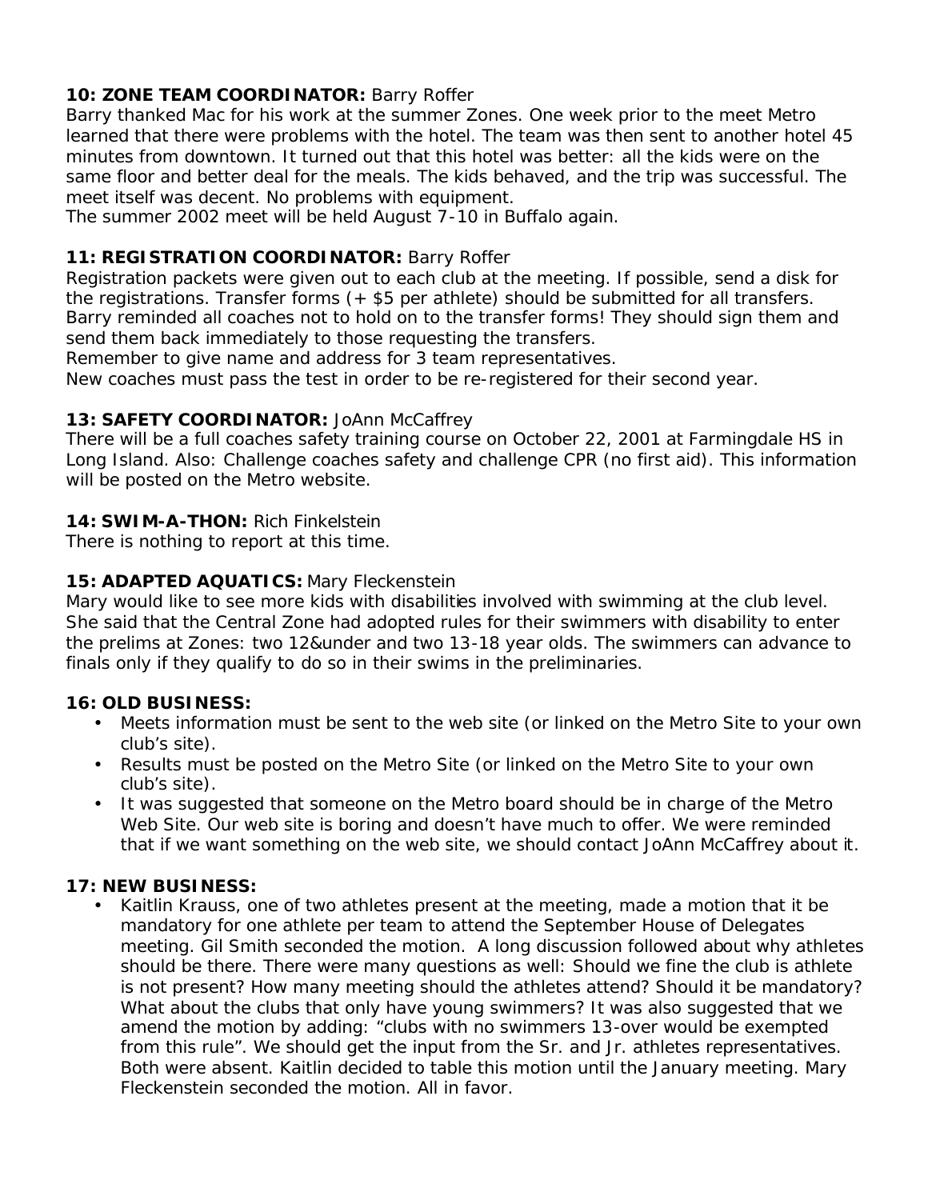**10: ZONE TEAM COORDINATOR:** Barry Roffer
Barry thanked Mac for his work at the summer Zones. One week prior to the meet Metro learned that there were problems with the hotel. The team was then sent to another hotel 45 minutes from downtown. It turned out that this hotel was better: all the kids were on the same floor and better deal for the meals. The kids behaved, and the trip was successful. The meet itself was decent. No problems with equipment.
The summer 2002 meet will be held August 7-10 in Buffalo again.

**11: REGISTRATION COORDINATOR:** Barry Roffer
Registration packets were given out to each club at the meeting. If possible, send a disk for the registrations. Transfer forms (+ $5 per athlete) should be submitted for all transfers. Barry reminded all coaches not to hold on to the transfer forms! They should sign them and send them back immediately to those requesting the transfers.
Remember to give name and address for 3 team representatives.
New coaches must pass the test in order to be re-registered for their second year.

**13: SAFETY COORDINATOR:** JoAnn McCaffrey
There will be a full coaches safety training course on October 22, 2001 at Farmingdale HS in Long Island. Also: Challenge coaches safety and challenge CPR (no first aid). This information will be posted on the Metro website.

**14: SWIM-A-THON:** Rich Finkelstein
There is nothing to report at this time.

**15: ADAPTED AQUATICS:** Mary Fleckenstein
Mary would like to see more kids with disabilities involved with swimming at the club level. She said that the Central Zone had adopted rules for their swimmers with disability to enter the prelims at Zones: two 12&under and two 13-18 year olds. The swimmers can advance to finals only if they qualify to do so in their swims in the preliminaries.

**16: OLD BUSINESS:**

- Meets information must be sent to the web site (or linked on the Metro Site to your own club's site).
- Results must be posted on the Metro Site (or linked on the Metro Site to your own club's site).
- It was suggested that someone on the Metro board should be in charge of the Metro Web Site. Our web site is boring and doesn't have much to offer. We were reminded that if we want something on the web site, we should contact JoAnn McCaffrey about it.

**17: NEW BUSINESS:**

- Kaitlin Krauss, one of two athletes present at the meeting, made a motion that it be mandatory for one athlete per team to attend the September House of Delegates meeting. Gil Smith seconded the motion. A long discussion followed about why athletes should be there. There were many questions as well: Should we fine the club is athlete is not present? How many meeting should the athletes attend? Should it be mandatory? What about the clubs that only have young swimmers? It was also suggested that we amend the motion by adding: "clubs with no swimmers 13-over would be exempted from this rule". We should get the input from the Sr. and Jr. athletes representatives. Both were absent. Kaitlin decided to table this motion until the January meeting. Mary Fleckenstein seconded the motion. All in favor.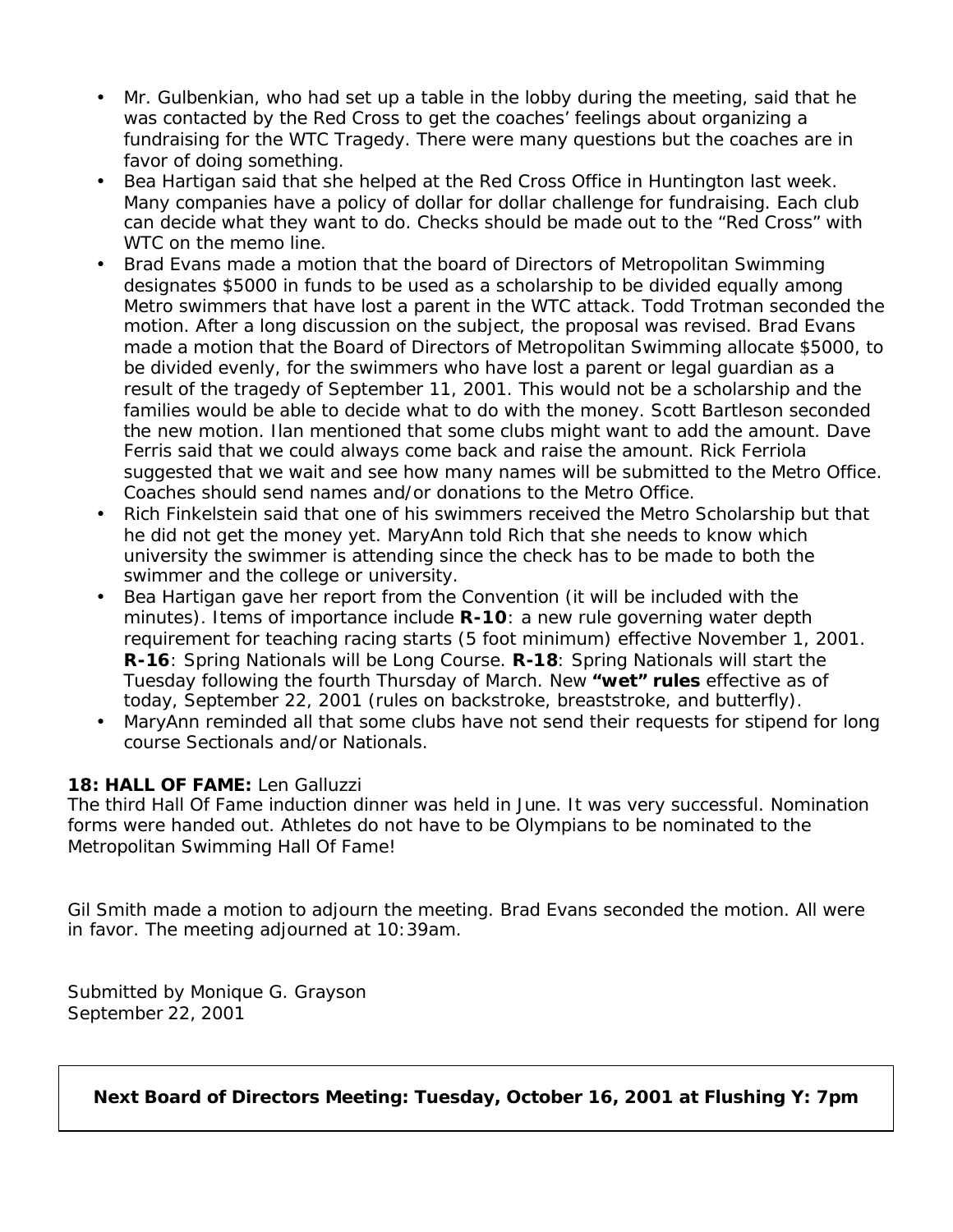- Mr. Gulbenkian, who had set up a table in the lobby during the meeting, said that he was contacted by the Red Cross to get the coaches' feelings about organizing a fundraising for the WTC Tragedy. There were many questions but the coaches are in favor of doing something.
- Bea Hartigan said that she helped at the Red Cross Office in Huntington last week. Many companies have a policy of dollar for dollar challenge for fundraising. Each club can decide what they want to do. Checks should be made out to the "Red Cross" with WTC on the memo line.
- Brad Evans made a motion that the board of Directors of Metropolitan Swimming designates $5000 in funds to be used as a scholarship to be divided equally among Metro swimmers that have lost a parent in the WTC attack. Todd Trotman seconded the motion. After a long discussion on the subject, the proposal was revised. Brad Evans made a motion that the Board of Directors of Metropolitan Swimming allocate $5000, to be divided evenly, for the swimmers who have lost a parent or legal guardian as a result of the tragedy of September 11, 2001. This would not be a scholarship and the families would be able to decide what to do with the money. Scott Bartleson seconded the new motion. Ilan mentioned that some clubs might want to add the amount. Dave Ferris said that we could always come back and raise the amount. Rick Ferriola suggested that we wait and see how many names will be submitted to the Metro Office. Coaches should send names and/or donations to the Metro Office.
- Rich Finkelstein said that one of his swimmers received the Metro Scholarship but that he did not get the money yet. MaryAnn told Rich that she needs to know which university the swimmer is attending since the check has to be made to both the swimmer and the college or university.
- Bea Hartigan gave her report from the Convention (it will be included with the minutes). Items of importance include **R-10**: a new rule governing water depth requirement for teaching racing starts (5 foot minimum) effective November 1, 2001. **R-16**: Spring Nationals will be Long Course. **R-18**: Spring Nationals will start the Tuesday following the fourth Thursday of March. New **"wet" rules** effective as of today, September 22, 2001 (rules on backstroke, breaststroke, and butterfly).
- MaryAnn reminded all that some clubs have not send their requests for stipend for long course Sectionals and/or Nationals.

**18: HALL OF FAME:** Len Galluzzi
The third Hall Of Fame induction dinner was held in June. It was very successful. Nomination forms were handed out. Athletes do not have to be Olympians to be nominated to the Metropolitan Swimming Hall Of Fame!

Gil Smith made a motion to adjourn the meeting. Brad Evans seconded the motion. All were in favor. The meeting adjourned at 10:39am.

Submitted by Monique G. Grayson
September 22, 2001

**Next Board of Directors Meeting: Tuesday, October 16, 2001 at Flushing Y: 7pm**